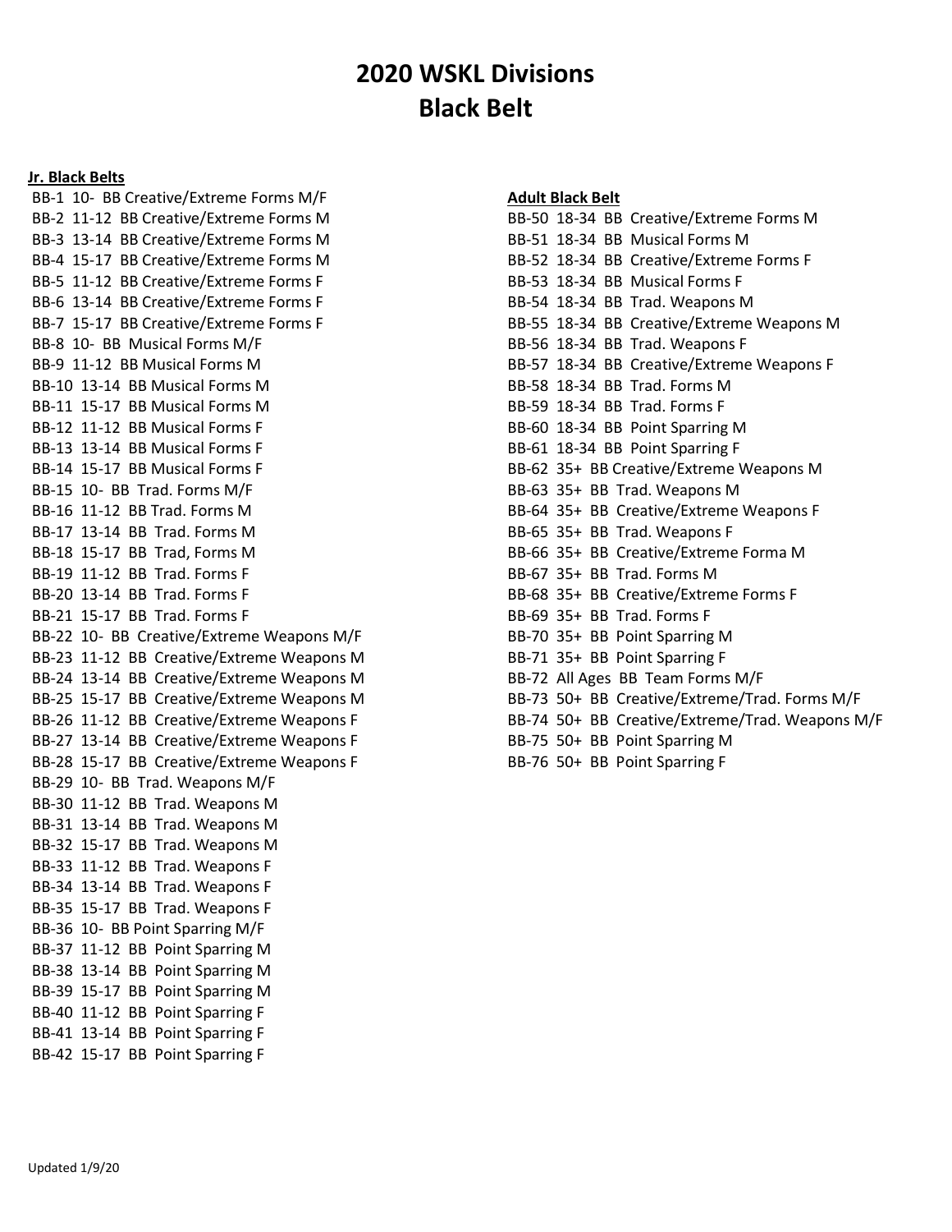# 2020 WSKL Divisions
# Black Belt

**Jr. Black Belts**

BB-1 10- BB Creative/Extreme Forms M/F
BB-2 11-12 BB Creative/Extreme Forms M
BB-3 13-14 BB Creative/Extreme Forms M
BB-4 15-17 BB Creative/Extreme Forms M
BB-5 11-12 BB Creative/Extreme Forms F
BB-6 13-14 BB Creative/Extreme Forms F
BB-7 15-17 BB Creative/Extreme Forms F
BB-8 10- BB Musical Forms M/F
BB-9 11-12 BB Musical Forms M
BB-10 13-14 BB Musical Forms M
BB-11 15-17 BB Musical Forms M
BB-12 11-12 BB Musical Forms F
BB-13 13-14 BB Musical Forms F
BB-14 15-17 BB Musical Forms F
BB-15 10- BB Trad. Forms M/F
BB-16 11-12 BB Trad. Forms M
BB-17 13-14 BB Trad. Forms M
BB-18 15-17 BB Trad, Forms M
BB-19 11-12 BB Trad. Forms F
BB-20 13-14 BB Trad. Forms F
BB-21 15-17 BB Trad. Forms F
BB-22 10- BB Creative/Extreme Weapons M/F
BB-23 11-12 BB Creative/Extreme Weapons M
BB-24 13-14 BB Creative/Extreme Weapons M
BB-25 15-17 BB Creative/Extreme Weapons M
BB-26 11-12 BB Creative/Extreme Weapons F
BB-27 13-14 BB Creative/Extreme Weapons F
BB-28 15-17 BB Creative/Extreme Weapons F
BB-29 10- BB Trad. Weapons M/F
BB-30 11-12 BB Trad. Weapons M
BB-31 13-14 BB Trad. Weapons M
BB-32 15-17 BB Trad. Weapons M
BB-33 11-12 BB Trad. Weapons F
BB-34 13-14 BB Trad. Weapons F
BB-35 15-17 BB Trad. Weapons F
BB-36 10- BB Point Sparring M/F
BB-37 11-12 BB Point Sparring M
BB-38 13-14 BB Point Sparring M
BB-39 15-17 BB Point Sparring M
BB-40 11-12 BB Point Sparring F
BB-41 13-14 BB Point Sparring F
BB-42 15-17 BB Point Sparring F

**Adult Black Belt**

BB-50 18-34 BB Creative/Extreme Forms M
BB-51 18-34 BB Musical Forms M
BB-52 18-34 BB Creative/Extreme Forms F
BB-53 18-34 BB Musical Forms F
BB-54 18-34 BB Trad. Weapons M
BB-55 18-34 BB Creative/Extreme Weapons M
BB-56 18-34 BB Trad. Weapons F
BB-57 18-34 BB Creative/Extreme Weapons F
BB-58 18-34 BB Trad. Forms M
BB-59 18-34 BB Trad. Forms F
BB-60 18-34 BB Point Sparring M
BB-61 18-34 BB Point Sparring F
BB-62 35+ BB Creative/Extreme Weapons M
BB-63 35+ BB Trad. Weapons M
BB-64 35+ BB Creative/Extreme Weapons F
BB-65 35+ BB Trad. Weapons F
BB-66 35+ BB Creative/Extreme Forma M
BB-67 35+ BB Trad. Forms M
BB-68 35+ BB Creative/Extreme Forms F
BB-69 35+ BB Trad. Forms F
BB-70 35+ BB Point Sparring M
BB-71 35+ BB Point Sparring F
BB-72 All Ages BB Team Forms M/F
BB-73 50+ BB Creative/Extreme/Trad. Forms M/F
BB-74 50+ BB Creative/Extreme/Trad. Weapons M/F
BB-75 50+ BB Point Sparring M
BB-76 50+ BB Point Sparring F

Updated 1/9/20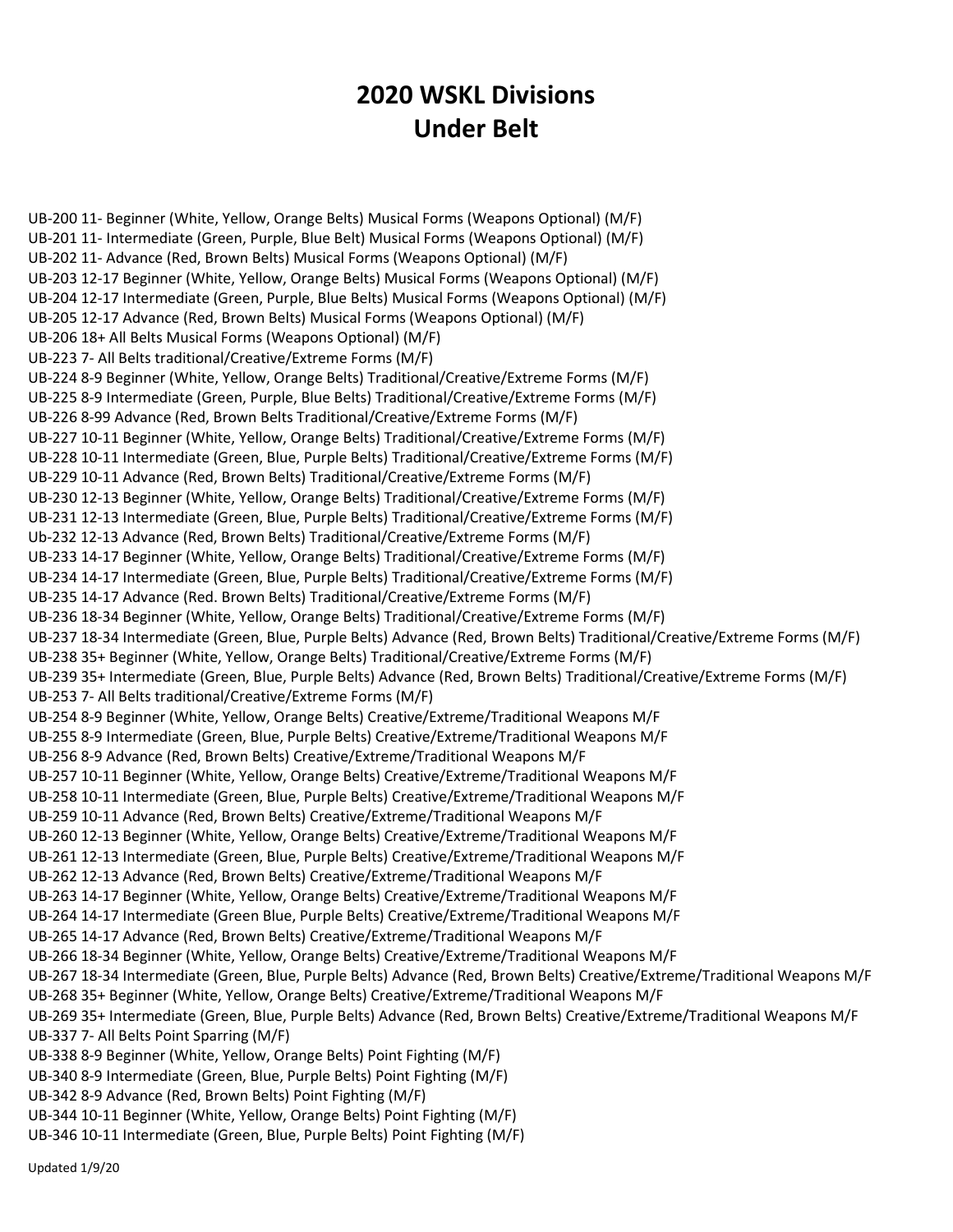# 2020 WSKL Divisions
# Under Belt

UB-200 11- Beginner (White, Yellow, Orange Belts) Musical Forms (Weapons Optional) (M/F)
UB-201 11- Intermediate (Green, Purple, Blue Belt) Musical Forms (Weapons Optional) (M/F)
UB-202 11- Advance (Red, Brown Belts) Musical Forms (Weapons Optional) (M/F)
UB-203 12-17 Beginner (White, Yellow, Orange Belts) Musical Forms (Weapons Optional) (M/F)
UB-204 12-17 Intermediate (Green, Purple, Blue Belts) Musical Forms (Weapons Optional) (M/F)
UB-205 12-17 Advance (Red, Brown Belts) Musical Forms (Weapons Optional) (M/F)
UB-206 18+ All Belts Musical Forms (Weapons Optional) (M/F)
UB-223 7- All Belts traditional/Creative/Extreme Forms (M/F)
UB-224 8-9 Beginner (White, Yellow, Orange Belts) Traditional/Creative/Extreme Forms (M/F)
UB-225 8-9 Intermediate (Green, Purple, Blue Belts) Traditional/Creative/Extreme Forms (M/F)
UB-226 8-99 Advance (Red, Brown Belts Traditional/Creative/Extreme Forms (M/F)
UB-227 10-11 Beginner (White, Yellow, Orange Belts) Traditional/Creative/Extreme Forms (M/F)
UB-228 10-11 Intermediate (Green, Blue, Purple Belts) Traditional/Creative/Extreme Forms (M/F)
UB-229 10-11 Advance (Red, Brown Belts) Traditional/Creative/Extreme Forms (M/F)
UB-230 12-13 Beginner (White, Yellow, Orange Belts) Traditional/Creative/Extreme Forms (M/F)
UB-231 12-13 Intermediate (Green, Blue, Purple Belts) Traditional/Creative/Extreme Forms (M/F)
Ub-232 12-13 Advance (Red, Brown Belts) Traditional/Creative/Extreme Forms (M/F)
UB-233 14-17 Beginner (White, Yellow, Orange Belts) Traditional/Creative/Extreme Forms (M/F)
UB-234 14-17 Intermediate (Green, Blue, Purple Belts) Traditional/Creative/Extreme Forms (M/F)
UB-235 14-17 Advance (Red. Brown Belts) Traditional/Creative/Extreme Forms (M/F)
UB-236 18-34 Beginner (White, Yellow, Orange Belts) Traditional/Creative/Extreme Forms (M/F)
UB-237 18-34 Intermediate (Green, Blue, Purple Belts) Advance (Red, Brown Belts) Traditional/Creative/Extreme Forms (M/F)
UB-238 35+ Beginner (White, Yellow, Orange Belts) Traditional/Creative/Extreme Forms (M/F)
UB-239 35+ Intermediate (Green, Blue, Purple Belts) Advance (Red, Brown Belts) Traditional/Creative/Extreme Forms (M/F)
UB-253 7- All Belts traditional/Creative/Extreme Forms (M/F)
UB-254 8-9 Beginner (White, Yellow, Orange Belts) Creative/Extreme/Traditional Weapons M/F
UB-255 8-9 Intermediate (Green, Blue, Purple Belts) Creative/Extreme/Traditional Weapons M/F
UB-256 8-9 Advance (Red, Brown Belts) Creative/Extreme/Traditional Weapons M/F
UB-257 10-11 Beginner (White, Yellow, Orange Belts) Creative/Extreme/Traditional Weapons M/F
UB-258 10-11 Intermediate (Green, Blue, Purple Belts) Creative/Extreme/Traditional Weapons M/F
UB-259 10-11 Advance (Red, Brown Belts) Creative/Extreme/Traditional Weapons M/F
UB-260 12-13 Beginner (White, Yellow, Orange Belts) Creative/Extreme/Traditional Weapons M/F
UB-261 12-13 Intermediate (Green, Blue, Purple Belts) Creative/Extreme/Traditional Weapons M/F
UB-262 12-13 Advance (Red, Brown Belts) Creative/Extreme/Traditional Weapons M/F
UB-263 14-17 Beginner (White, Yellow, Orange Belts) Creative/Extreme/Traditional Weapons M/F
UB-264 14-17 Intermediate (Green Blue, Purple Belts) Creative/Extreme/Traditional Weapons M/F
UB-265 14-17 Advance (Red, Brown Belts) Creative/Extreme/Traditional Weapons M/F
UB-266 18-34 Beginner (White, Yellow, Orange Belts) Creative/Extreme/Traditional Weapons M/F
UB-267 18-34 Intermediate (Green, Blue, Purple Belts) Advance (Red, Brown Belts) Creative/Extreme/Traditional Weapons M/F
UB-268 35+ Beginner (White, Yellow, Orange Belts) Creative/Extreme/Traditional Weapons M/F
UB-269 35+ Intermediate (Green, Blue, Purple Belts) Advance (Red, Brown Belts) Creative/Extreme/Traditional Weapons M/F
UB-337 7- All Belts Point Sparring (M/F)
UB-338 8-9 Beginner (White, Yellow, Orange Belts) Point Fighting (M/F)
UB-340 8-9 Intermediate (Green, Blue, Purple Belts) Point Fighting (M/F)
UB-342 8-9 Advance (Red, Brown Belts) Point Fighting (M/F)
UB-344 10-11 Beginner (White, Yellow, Orange Belts) Point Fighting (M/F)
UB-346 10-11 Intermediate (Green, Blue, Purple Belts) Point Fighting (M/F)

Updated 1/9/20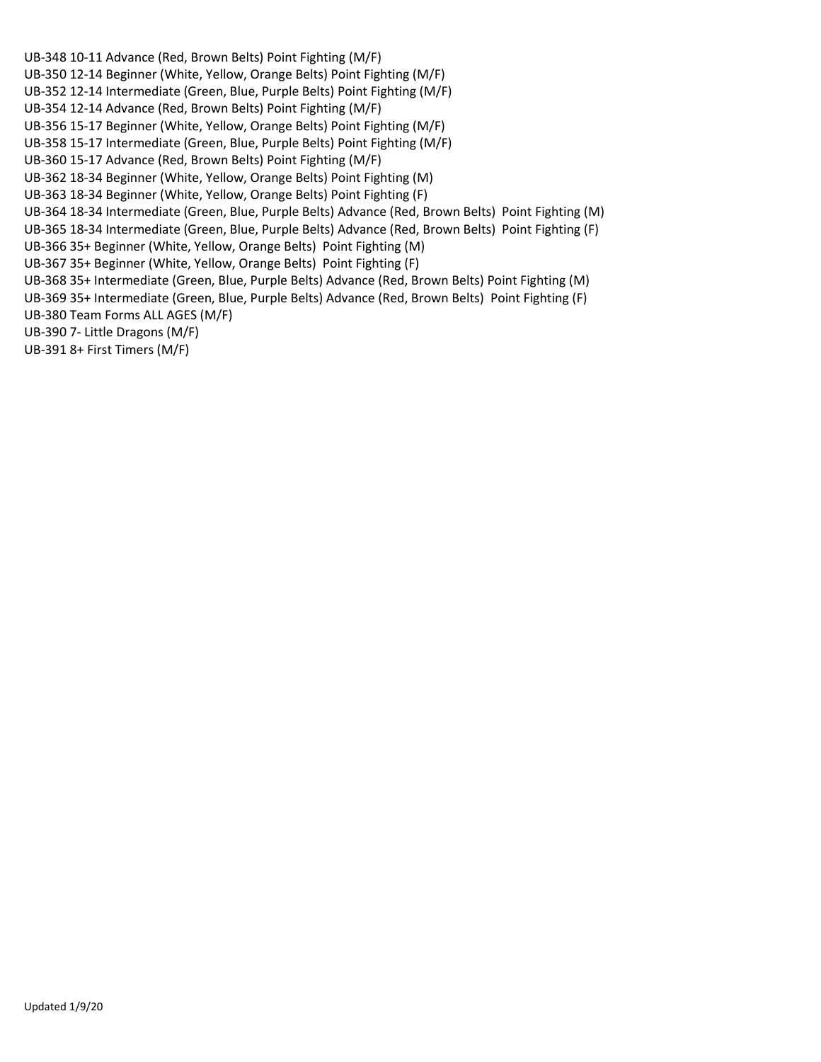UB-348 10-11 Advance (Red, Brown Belts) Point Fighting (M/F)
UB-350 12-14 Beginner (White, Yellow, Orange Belts) Point Fighting (M/F)
UB-352 12-14 Intermediate (Green, Blue, Purple Belts) Point Fighting (M/F)
UB-354 12-14 Advance (Red, Brown Belts) Point Fighting (M/F)
UB-356 15-17 Beginner (White, Yellow, Orange Belts) Point Fighting (M/F)
UB-358 15-17 Intermediate (Green, Blue, Purple Belts) Point Fighting (M/F)
UB-360 15-17 Advance (Red, Brown Belts) Point Fighting (M/F)
UB-362 18-34 Beginner (White, Yellow, Orange Belts) Point Fighting (M)
UB-363 18-34 Beginner (White, Yellow, Orange Belts) Point Fighting (F)
UB-364 18-34 Intermediate (Green, Blue, Purple Belts) Advance (Red, Brown Belts) Point Fighting (M)
UB-365 18-34 Intermediate (Green, Blue, Purple Belts) Advance (Red, Brown Belts) Point Fighting (F)
UB-366 35+ Beginner (White, Yellow, Orange Belts) Point Fighting (M)
UB-367 35+ Beginner (White, Yellow, Orange Belts) Point Fighting (F)
UB-368 35+ Intermediate (Green, Blue, Purple Belts) Advance (Red, Brown Belts) Point Fighting (M)
UB-369 35+ Intermediate (Green, Blue, Purple Belts) Advance (Red, Brown Belts) Point Fighting (F)
UB-380 Team Forms ALL AGES (M/F)
UB-390 7- Little Dragons (M/F)
UB-391 8+ First Timers (M/F)

Updated 1/9/20